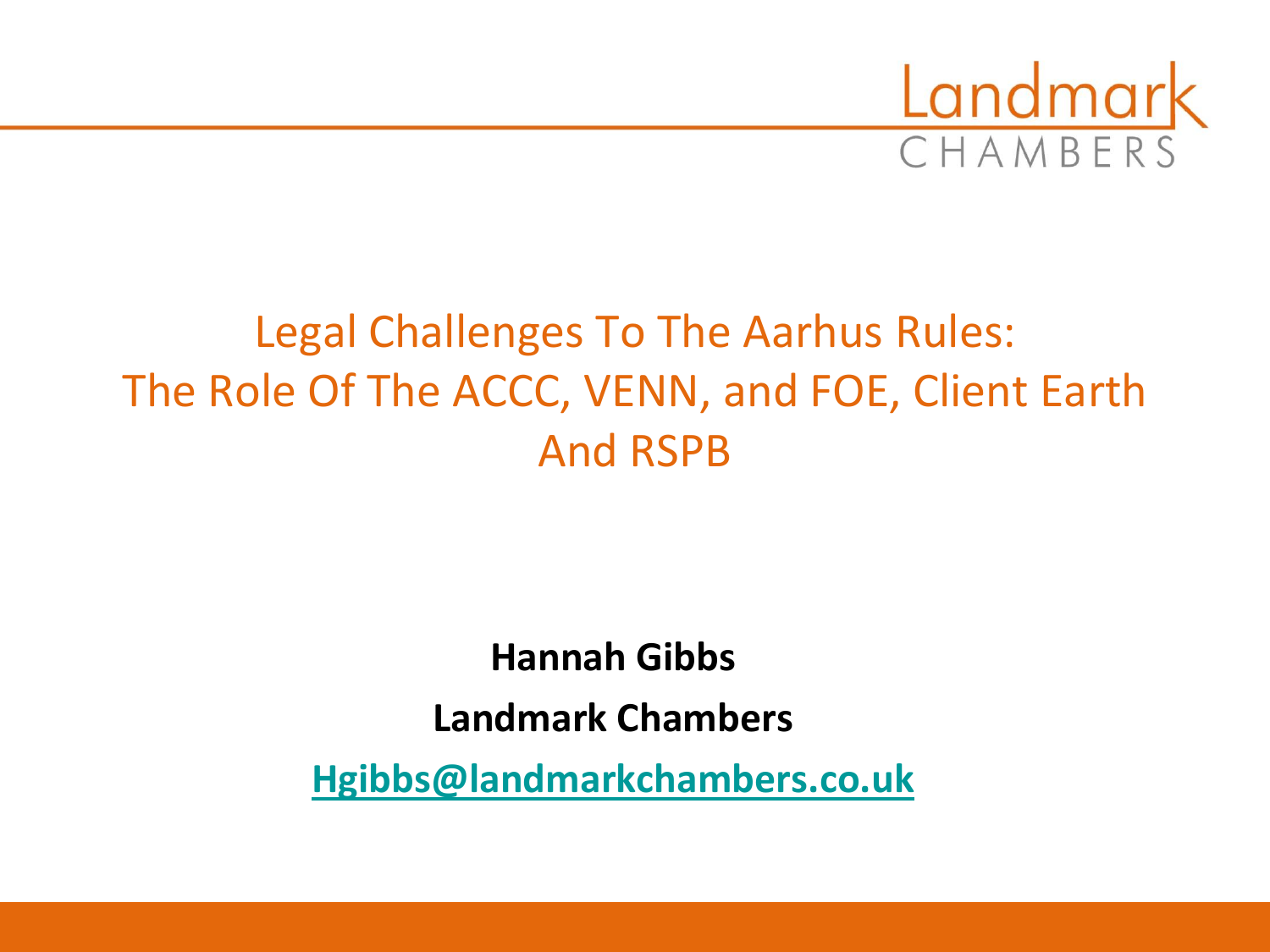Landmark
CHAMBERS

# Legal Challenges To The Aarhus Rules: The Role Of The ACCC, VENN, and FOE, Client Earth And RSPB

**Hannah Gibbs**

**Landmark Chambers**

**Hgibbs@landmarkchambers.co.uk**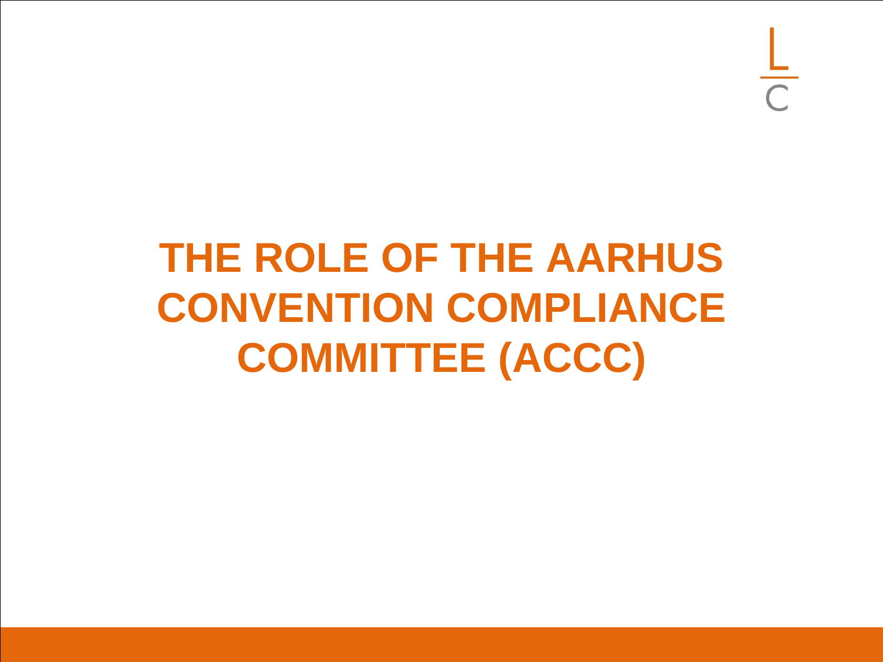# THE ROLE OF THE AARHUS CONVENTION COMPLIANCE COMMITTEE (ACCC)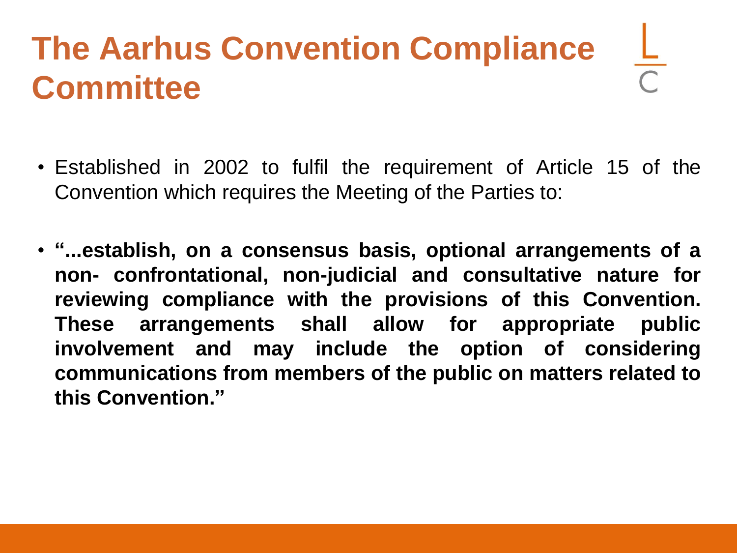# The Aarhus Convention Compliance Committee

- Established in 2002 to fulfil the requirement of Article 15 of the Convention which requires the Meeting of the Parties to:

- **"...establish, on a consensus basis, optional arrangements of a non- confrontational, non-judicial and consultative nature for reviewing compliance with the provisions of this Convention. These arrangements shall allow for appropriate public involvement and may include the option of considering communications from members of the public on matters related to this Convention."**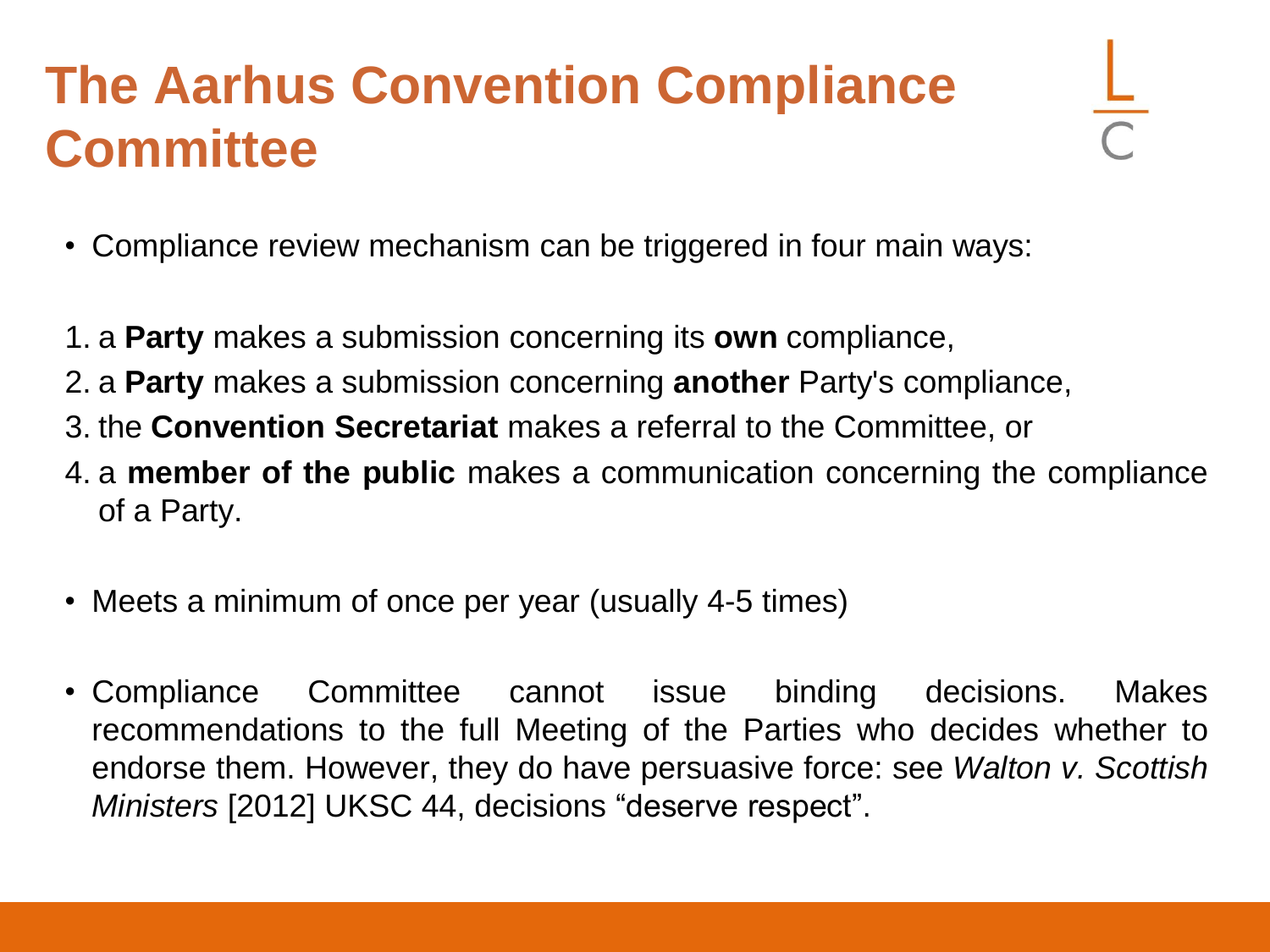# The Aarhus Convention Compliance Committee

- Compliance review mechanism can be triggered in four main ways:

1. a **Party** makes a submission concerning its **own** compliance,
2. a **Party** makes a submission concerning **another** Party's compliance,
3. the **Convention Secretariat** makes a referral to the Committee, or
4. a **member of the public** makes a communication concerning the compliance of a Party.

- Meets a minimum of once per year (usually 4-5 times)

- Compliance Committee cannot issue binding decisions. Makes recommendations to the full Meeting of the Parties who decides whether to endorse them. However, they do have persuasive force: see *Walton v. Scottish Ministers* [2012] UKSC 44, decisions “deserve respect”.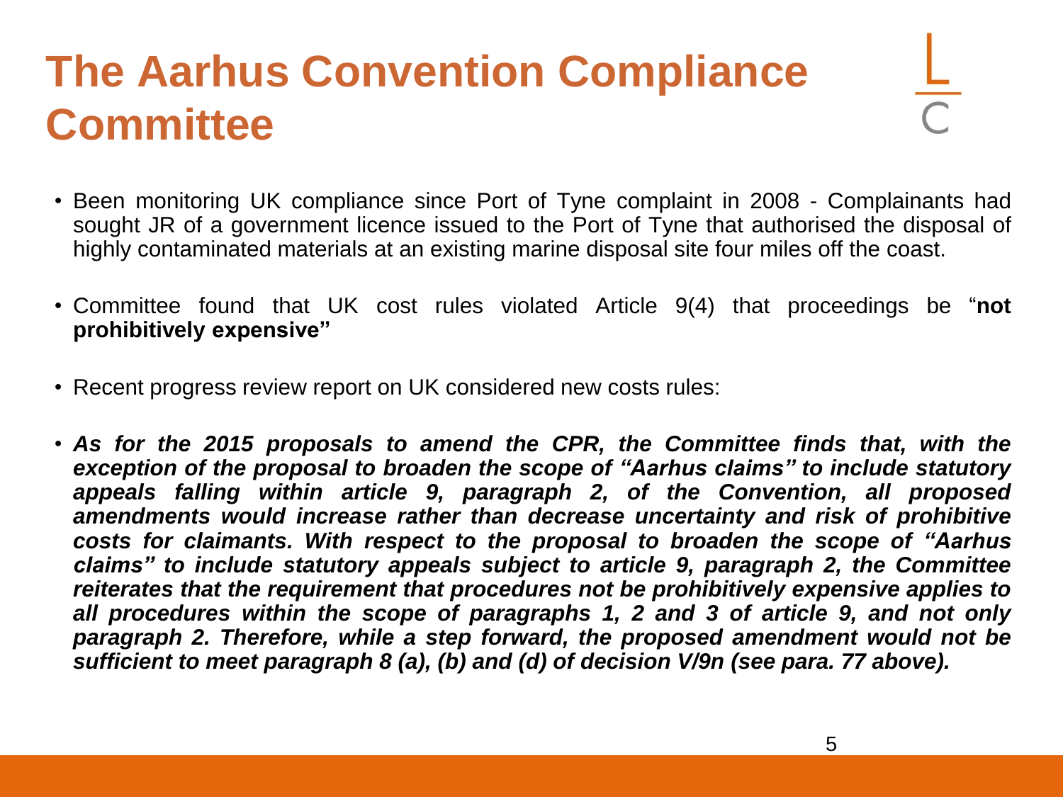# The Aarhus Convention Compliance Committee

- Been monitoring UK compliance since Port of Tyne complaint in 2008 - Complainants had sought JR of a government licence issued to the Port of Tyne that authorised the disposal of highly contaminated materials at an existing marine disposal site four miles off the coast.
- Committee found that UK cost rules violated Article 9(4) that proceedings be "**not prohibitively expensive"**
- Recent progress review report on UK considered new costs rules:
- ***As for the 2015 proposals to amend the CPR, the Committee finds that, with the exception of the proposal to broaden the scope of "Aarhus claims" to include statutory appeals falling within article 9, paragraph 2, of the Convention, all proposed amendments would increase rather than decrease uncertainty and risk of prohibitive costs for claimants. With respect to the proposal to broaden the scope of "Aarhus claims" to include statutory appeals subject to article 9, paragraph 2, the Committee reiterates that the requirement that procedures not be prohibitively expensive applies to all procedures within the scope of paragraphs 1, 2 and 3 of article 9, and not only paragraph 2. Therefore, while a step forward, the proposed amendment would not be sufficient to meet paragraph 8 (a), (b) and (d) of decision V/9n (see para. 77 above).***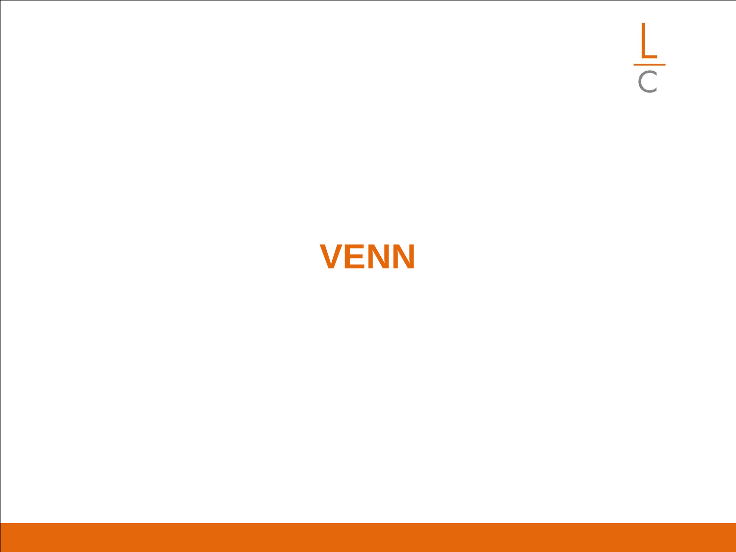# VENN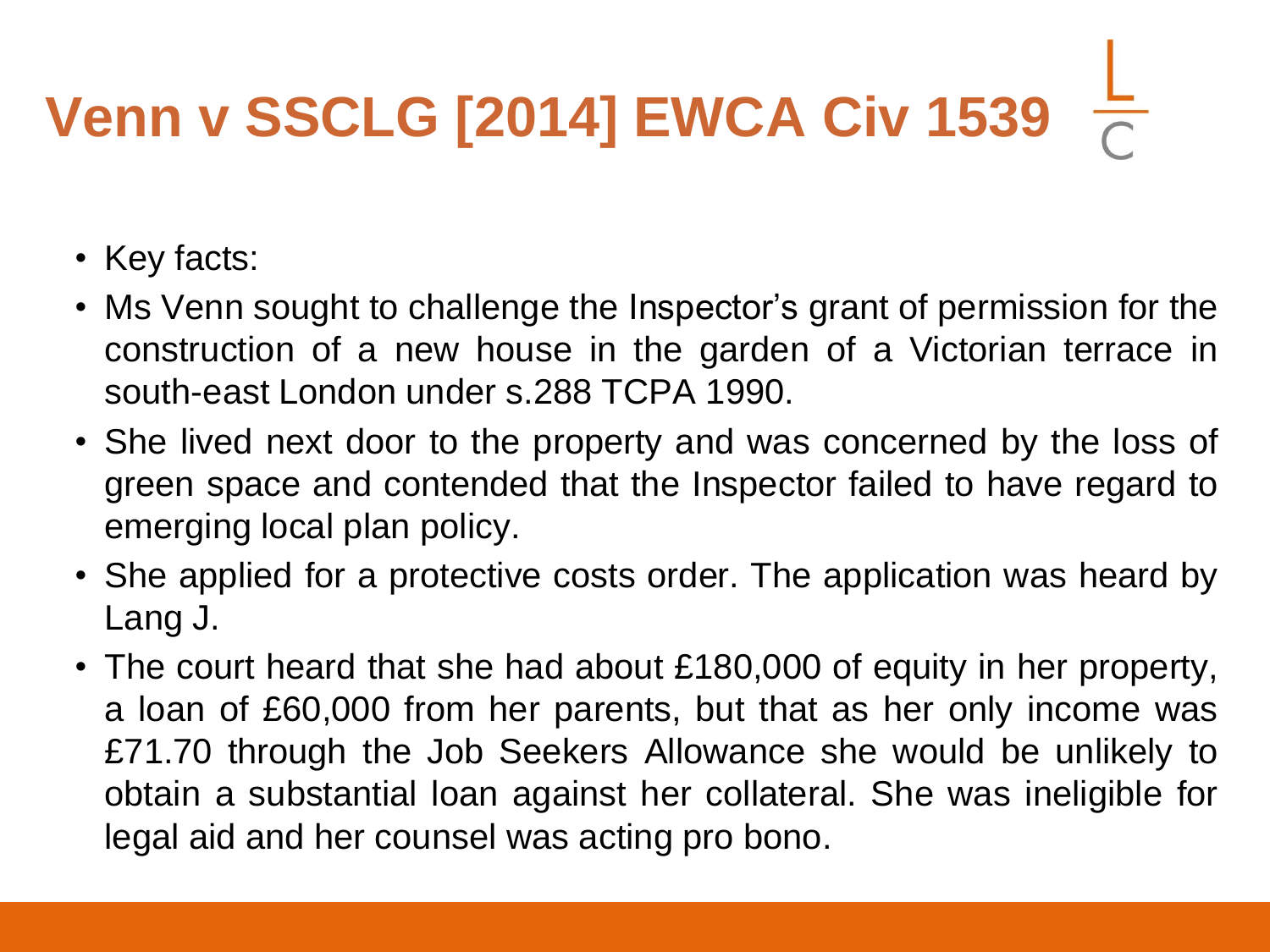# Venn v SSCLG [2014] EWCA Civ 1539

- Key facts:
- Ms Venn sought to challenge the Inspector's grant of permission for the construction of a new house in the garden of a Victorian terrace in south-east London under s.288 TCPA 1990.
- She lived next door to the property and was concerned by the loss of green space and contended that the Inspector failed to have regard to emerging local plan policy.
- She applied for a protective costs order. The application was heard by Lang J.
- The court heard that she had about £180,000 of equity in her property, a loan of £60,000 from her parents, but that as her only income was £71.70 through the Job Seekers Allowance she would be unlikely to obtain a substantial loan against her collateral. She was ineligible for legal aid and her counsel was acting pro bono.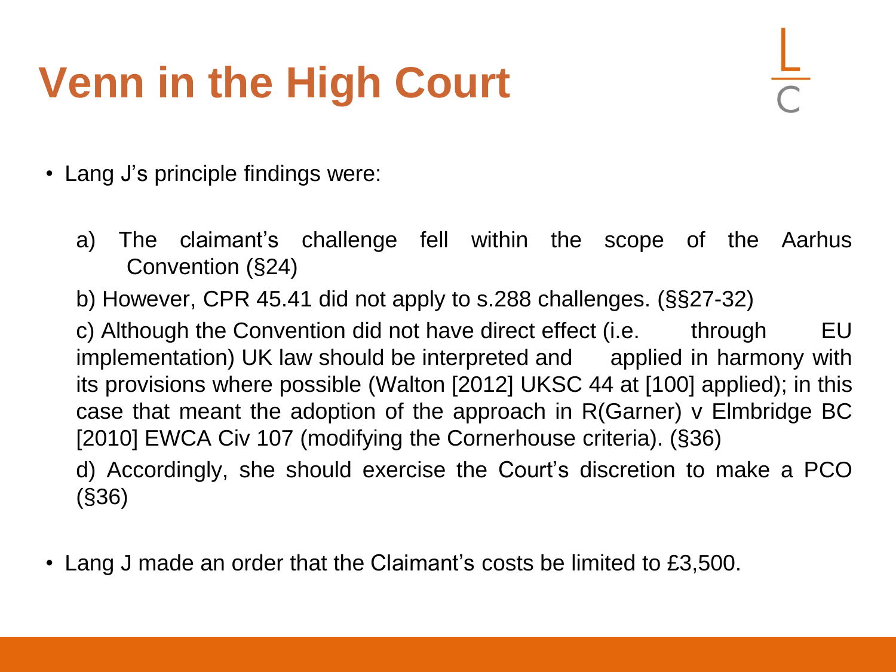# Venn in the High Court

- Lang J's principle findings were:

  a) The claimant's challenge fell within the scope of the Aarhus Convention (§24)

  b) However, CPR 45.41 did not apply to s.288 challenges. (§§27-32)

  c) Although the Convention did not have direct effect (i.e. through EU implementation) UK law should be interpreted and applied in harmony with its provisions where possible (Walton [2012] UKSC 44 at [100] applied); in this case that meant the adoption of the approach in R(Garner) v Elmbridge BC [2010] EWCA Civ 107 (modifying the Cornerhouse criteria). (§36)

  d) Accordingly, she should exercise the Court's discretion to make a PCO (§36)

- Lang J made an order that the Claimant's costs be limited to £3,500.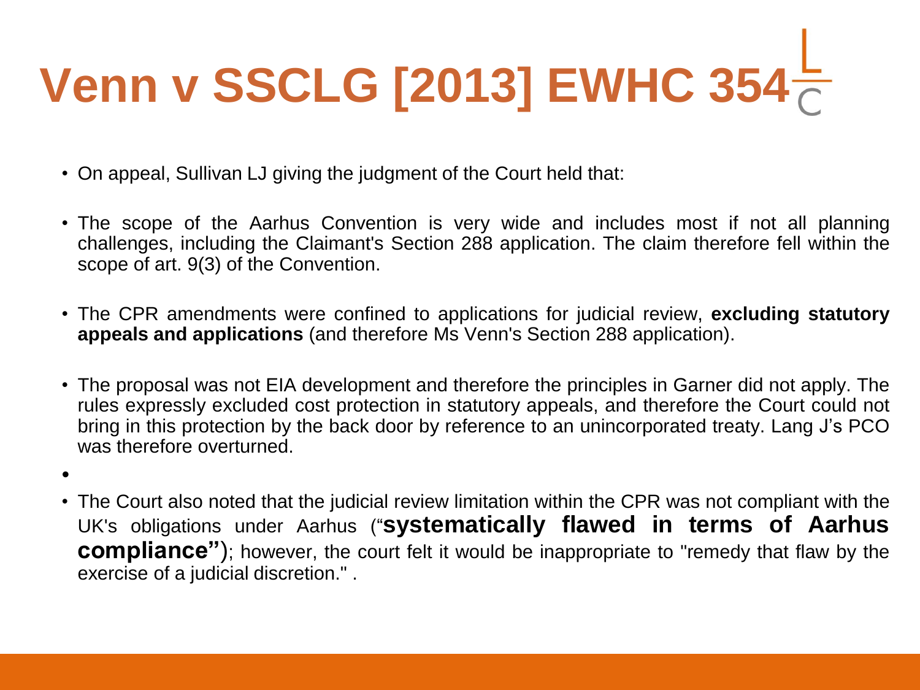# Venn v SSCLG [2013] EWHC 354

- On appeal, Sullivan LJ giving the judgment of the Court held that:
- The scope of the Aarhus Convention is very wide and includes most if not all planning challenges, including the Claimant's Section 288 application. The claim therefore fell within the scope of art. 9(3) of the Convention.
- The CPR amendments were confined to applications for judicial review, **excluding statutory appeals and applications** (and therefore Ms Venn's Section 288 application).
- The proposal was not EIA development and therefore the principles in Garner did not apply. The rules expressly excluded cost protection in statutory appeals, and therefore the Court could not bring in this protection by the back door by reference to an unincorporated treaty. Lang J's PCO was therefore overturned.
- The Court also noted that the judicial review limitation within the CPR was not compliant with the UK's obligations under Aarhus (“**systematically flawed in terms of Aarhus compliance”**); however, the court felt it would be inappropriate to "remedy that flaw by the exercise of a judicial discretion." .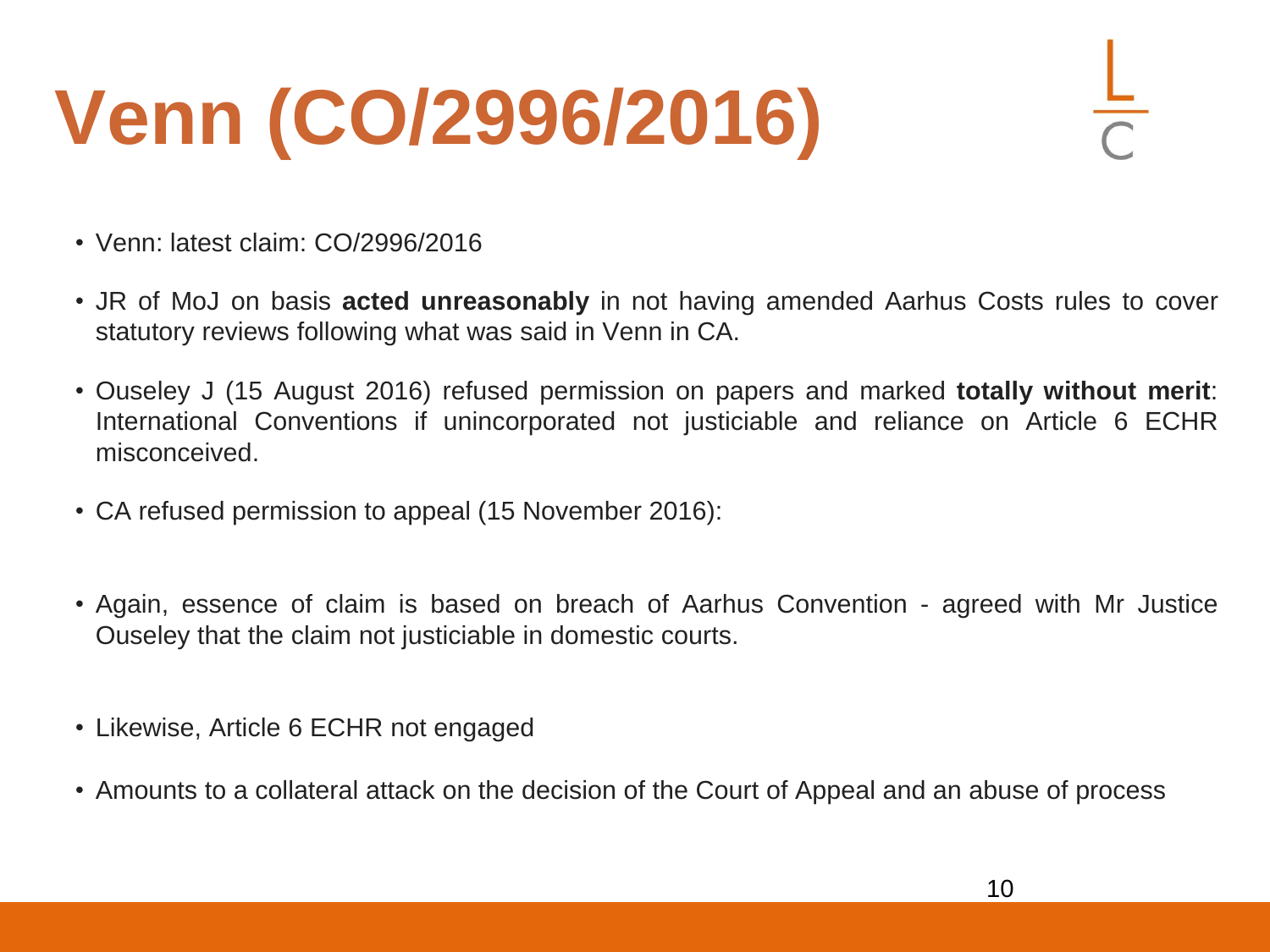# Venn (CO/2996/2016)

- Venn: latest claim: CO/2996/2016
- JR of MoJ on basis **acted unreasonably** in not having amended Aarhus Costs rules to cover statutory reviews following what was said in Venn in CA.
- Ouseley J (15 August 2016) refused permission on papers and marked **totally without merit**: International Conventions if unincorporated not justiciable and reliance on Article 6 ECHR misconceived.
- CA refused permission to appeal (15 November 2016):
- Again, essence of claim is based on breach of Aarhus Convention - agreed with Mr Justice Ouseley that the claim not justiciable in domestic courts.
- Likewise, Article 6 ECHR not engaged
- Amounts to a collateral attack on the decision of the Court of Appeal and an abuse of process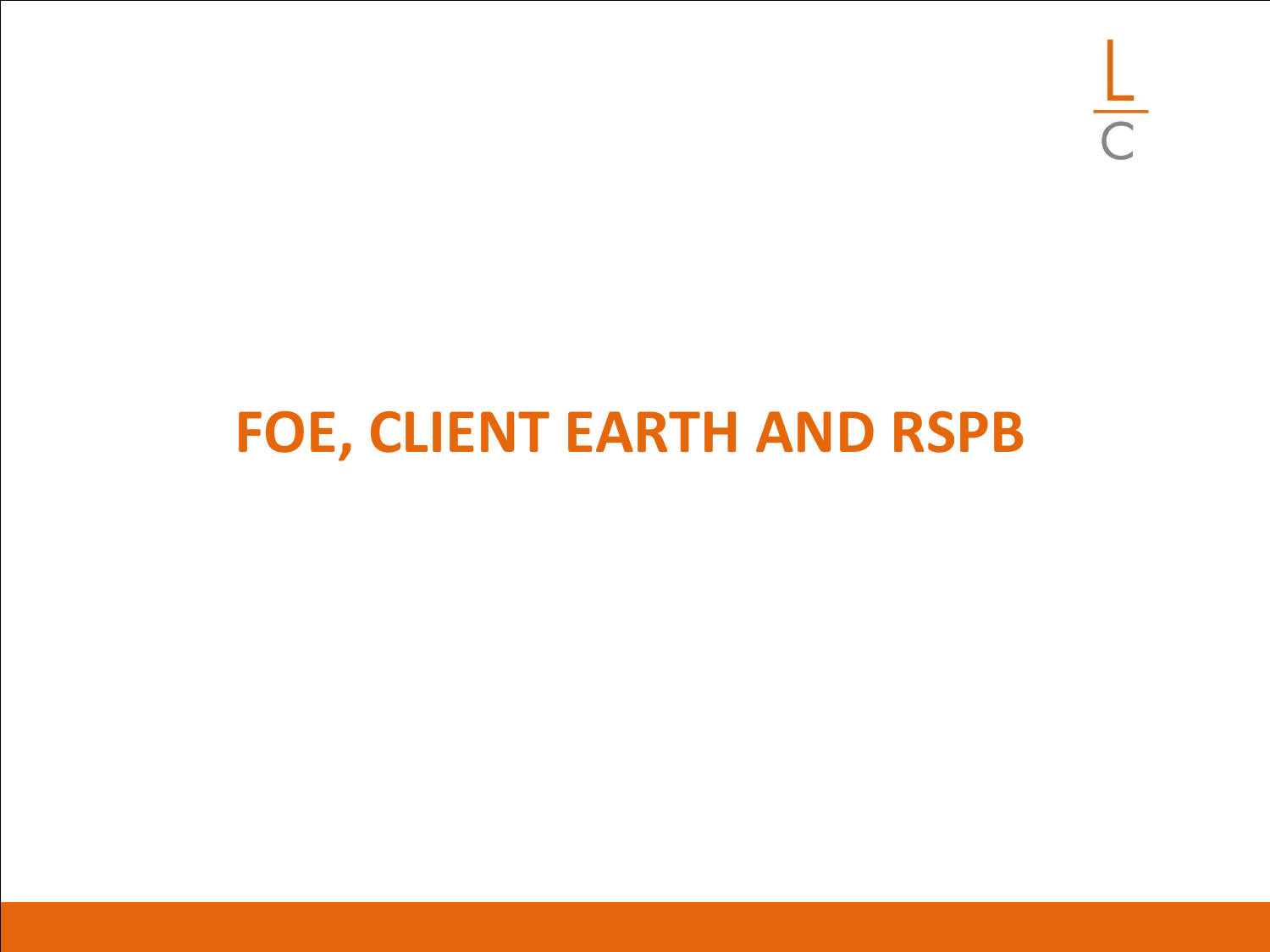# FOE, CLIENT EARTH AND RSPB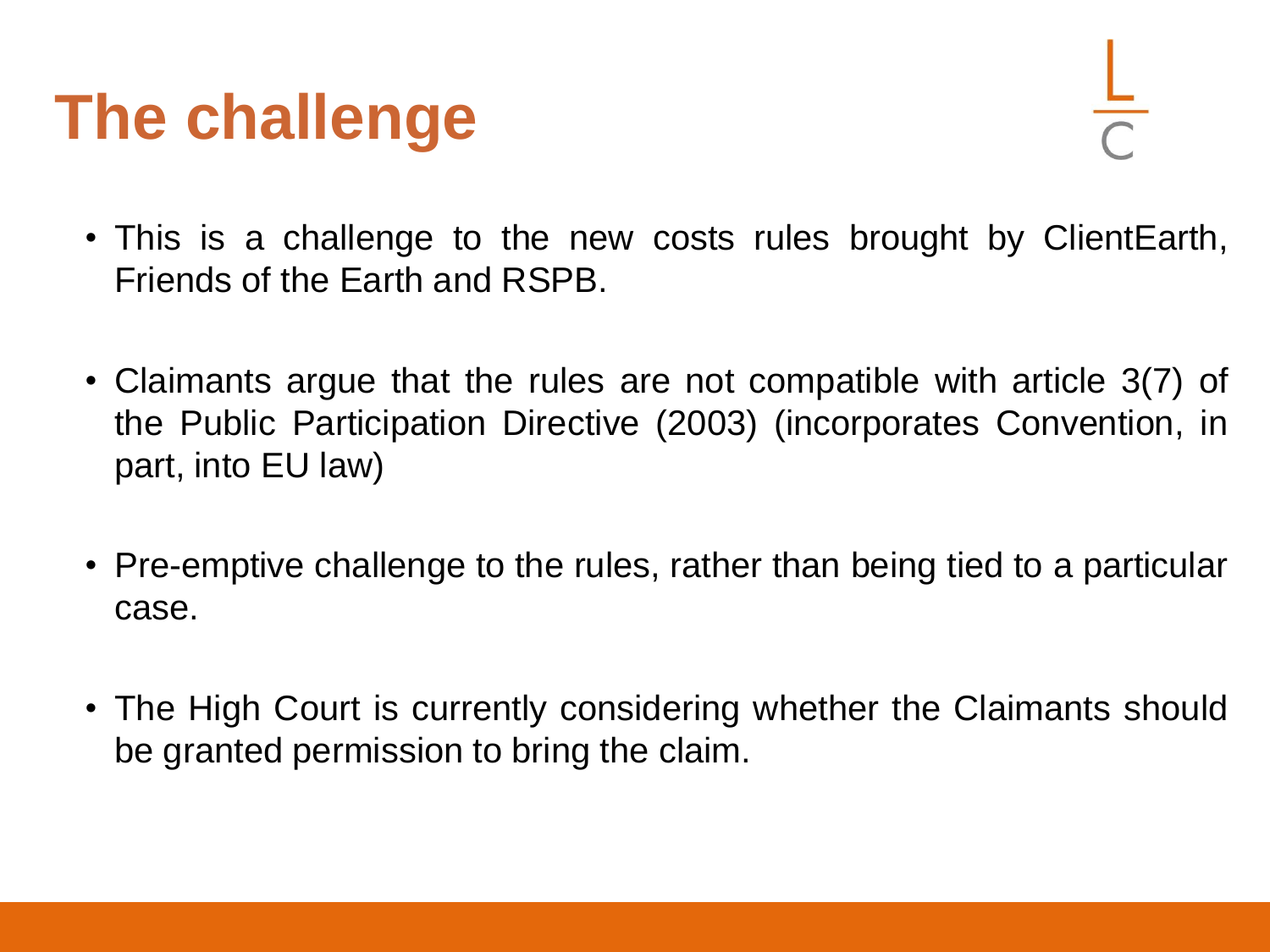# The challenge

- This is a challenge to the new costs rules brought by ClientEarth, Friends of the Earth and RSPB.
- Claimants argue that the rules are not compatible with article 3(7) of the Public Participation Directive (2003) (incorporates Convention, in part, into EU law)
- Pre-emptive challenge to the rules, rather than being tied to a particular case.
- The High Court is currently considering whether the Claimants should be granted permission to bring the claim.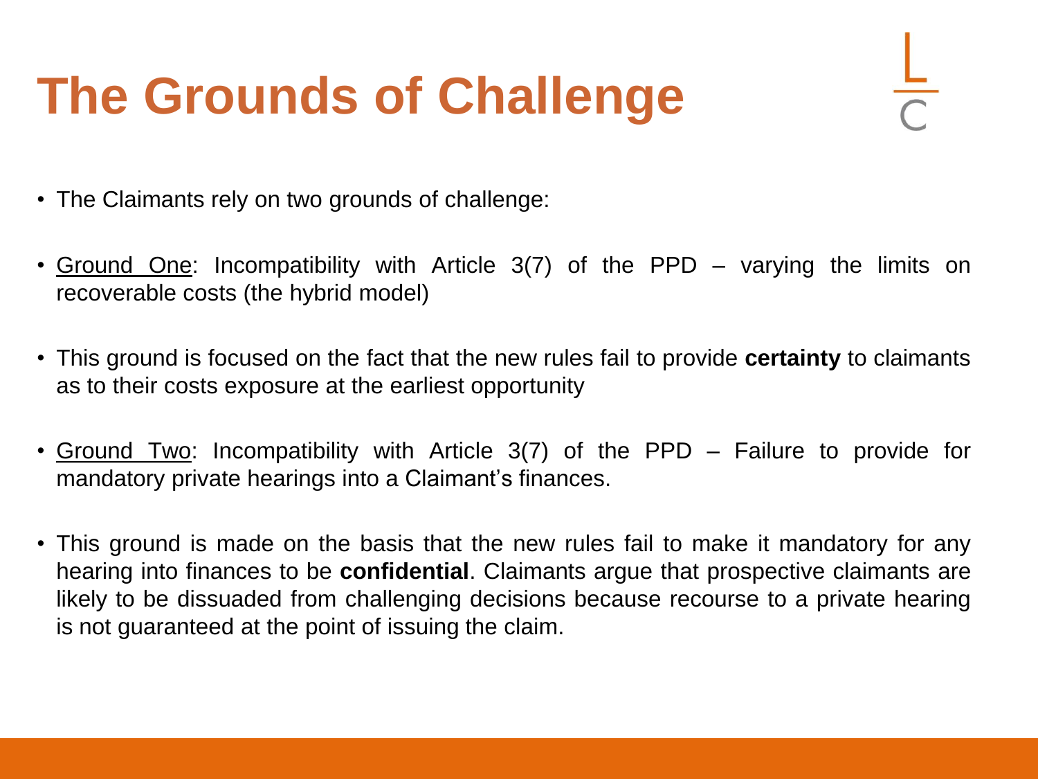# The Grounds of Challenge

- The Claimants rely on two grounds of challenge:
- Ground One: Incompatibility with Article 3(7) of the PPD – varying the limits on recoverable costs (the hybrid model)
- This ground is focused on the fact that the new rules fail to provide **certainty** to claimants as to their costs exposure at the earliest opportunity
- Ground Two: Incompatibility with Article 3(7) of the PPD – Failure to provide for mandatory private hearings into a Claimant's finances.
- This ground is made on the basis that the new rules fail to make it mandatory for any hearing into finances to be **confidential**. Claimants argue that prospective claimants are likely to be dissuaded from challenging decisions because recourse to a private hearing is not guaranteed at the point of issuing the claim.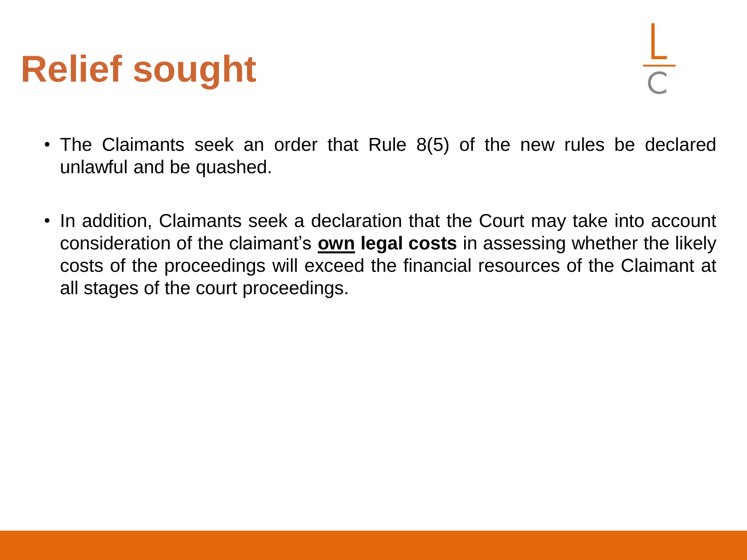# Relief sought

- The Claimants seek an order that Rule 8(5) of the new rules be declared unlawful and be quashed.

- In addition, Claimants seek a declaration that the Court may take into account consideration of the claimant's <u>**own**</u> **legal costs** in assessing whether the likely costs of the proceedings will exceed the financial resources of the Claimant at all stages of the court proceedings.